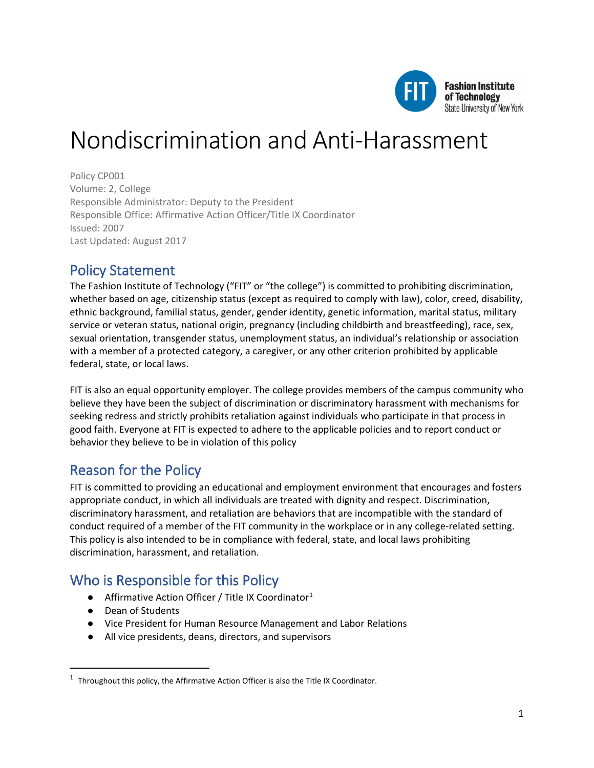# Nondiscrimination and Anti-Harassment

Policy CP001
Volume: 2, College
Responsible Administrator: Deputy to the President
Responsible Office: Affirmative Action Officer/Title IX Coordinator
Issued: 2007
Last Updated: August 2017

## Policy Statement

The Fashion Institute of Technology ("FIT" or "the college") is committed to prohibiting discrimination, whether based on age, citizenship status (except as required to comply with law), color, creed, disability, ethnic background, familial status, gender, gender identity, genetic information, marital status, military service or veteran status, national origin, pregnancy (including childbirth and breastfeeding), race, sex, sexual orientation, transgender status, unemployment status, an individual's relationship or association with a member of a protected category, a caregiver, or any other criterion prohibited by applicable federal, state, or local laws.

FIT is also an equal opportunity employer. The college provides members of the campus community who believe they have been the subject of discrimination or discriminatory harassment with mechanisms for seeking redress and strictly prohibits retaliation against individuals who participate in that process in good faith. Everyone at FIT is expected to adhere to the applicable policies and to report conduct or behavior they believe to be in violation of this policy

## Reason for the Policy

FIT is committed to providing an educational and employment environment that encourages and fosters appropriate conduct, in which all individuals are treated with dignity and respect. Discrimination, discriminatory harassment, and retaliation are behaviors that are incompatible with the standard of conduct required of a member of the FIT community in the workplace or in any college-related setting. This policy is also intended to be in compliance with federal, state, and local laws prohibiting discrimination, harassment, and retaliation.

## Who is Responsible for this Policy

- Affirmative Action Officer / Title IX Coordinator[1]
- Dean of Students
- Vice President for Human Resource Management and Labor Relations
- All vice presidents, deans, directors, and supervisors

[1] Throughout this policy, the Affirmative Action Officer is also the Title IX Coordinator.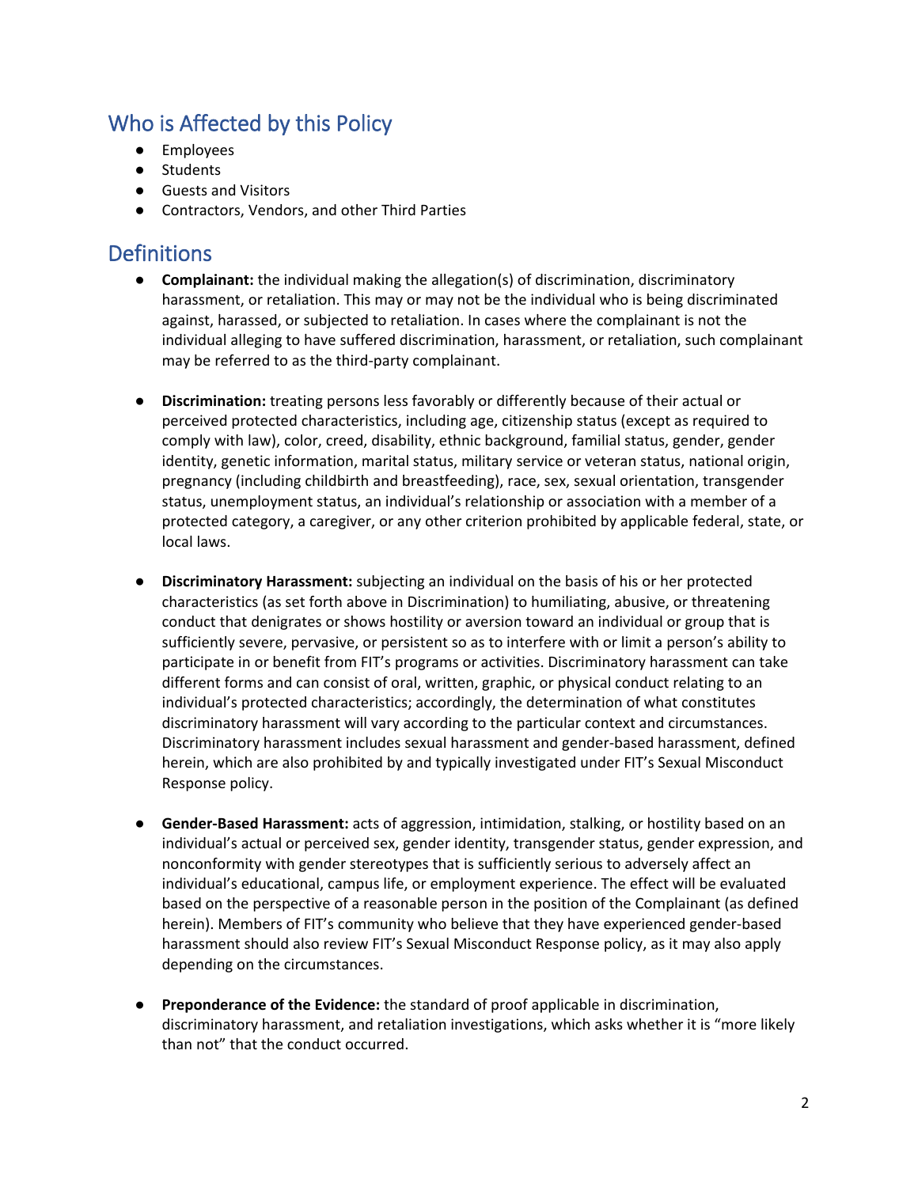## Who is Affected by this Policy

- Employees
- Students
- Guests and Visitors
- Contractors, Vendors, and other Third Parties

## Definitions

- **Complainant:** the individual making the allegation(s) of discrimination, discriminatory harassment, or retaliation. This may or may not be the individual who is being discriminated against, harassed, or subjected to retaliation. In cases where the complainant is not the individual alleging to have suffered discrimination, harassment, or retaliation, such complainant may be referred to as the third-party complainant.

- **Discrimination:** treating persons less favorably or differently because of their actual or perceived protected characteristics, including age, citizenship status (except as required to comply with law), color, creed, disability, ethnic background, familial status, gender, gender identity, genetic information, marital status, military service or veteran status, national origin, pregnancy (including childbirth and breastfeeding), race, sex, sexual orientation, transgender status, unemployment status, an individual's relationship or association with a member of a protected category, a caregiver, or any other criterion prohibited by applicable federal, state, or local laws.

- **Discriminatory Harassment:** subjecting an individual on the basis of his or her protected characteristics (as set forth above in Discrimination) to humiliating, abusive, or threatening conduct that denigrates or shows hostility or aversion toward an individual or group that is sufficiently severe, pervasive, or persistent so as to interfere with or limit a person's ability to participate in or benefit from FIT's programs or activities. Discriminatory harassment can take different forms and can consist of oral, written, graphic, or physical conduct relating to an individual's protected characteristics; accordingly, the determination of what constitutes discriminatory harassment will vary according to the particular context and circumstances. Discriminatory harassment includes sexual harassment and gender-based harassment, defined herein, which are also prohibited by and typically investigated under FIT's Sexual Misconduct Response policy.

- **Gender-Based Harassment:** acts of aggression, intimidation, stalking, or hostility based on an individual's actual or perceived sex, gender identity, transgender status, gender expression, and nonconformity with gender stereotypes that is sufficiently serious to adversely affect an individual's educational, campus life, or employment experience. The effect will be evaluated based on the perspective of a reasonable person in the position of the Complainant (as defined herein). Members of FIT's community who believe that they have experienced gender-based harassment should also review FIT's Sexual Misconduct Response policy, as it may also apply depending on the circumstances.

- **Preponderance of the Evidence:** the standard of proof applicable in discrimination, discriminatory harassment, and retaliation investigations, which asks whether it is "more likely than not" that the conduct occurred.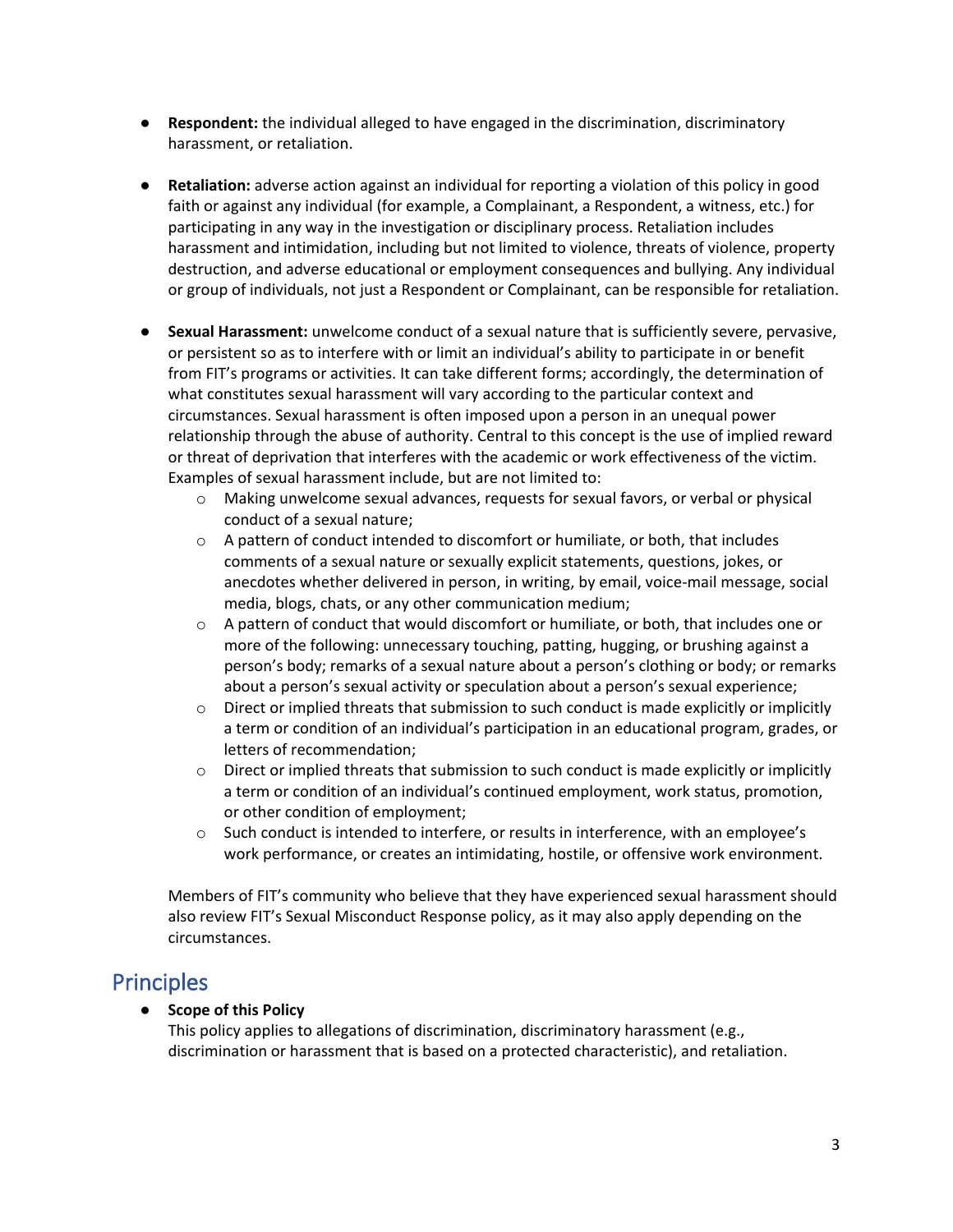- **Respondent:** the individual alleged to have engaged in the discrimination, discriminatory harassment, or retaliation.

- **Retaliation:** adverse action against an individual for reporting a violation of this policy in good faith or against any individual (for example, a Complainant, a Respondent, a witness, etc.) for participating in any way in the investigation or disciplinary process. Retaliation includes harassment and intimidation, including but not limited to violence, threats of violence, property destruction, and adverse educational or employment consequences and bullying. Any individual or group of individuals, not just a Respondent or Complainant, can be responsible for retaliation.

- **Sexual Harassment:** unwelcome conduct of a sexual nature that is sufficiently severe, pervasive, or persistent so as to interfere with or limit an individual's ability to participate in or benefit from FIT's programs or activities. It can take different forms; accordingly, the determination of what constitutes sexual harassment will vary according to the particular context and circumstances. Sexual harassment is often imposed upon a person in an unequal power relationship through the abuse of authority. Central to this concept is the use of implied reward or threat of deprivation that interferes with the academic or work effectiveness of the victim. Examples of sexual harassment include, but are not limited to:
    - Making unwelcome sexual advances, requests for sexual favors, or verbal or physical conduct of a sexual nature;
    - A pattern of conduct intended to discomfort or humiliate, or both, that includes comments of a sexual nature or sexually explicit statements, questions, jokes, or anecdotes whether delivered in person, in writing, by email, voice-mail message, social media, blogs, chats, or any other communication medium;
    - A pattern of conduct that would discomfort or humiliate, or both, that includes one or more of the following: unnecessary touching, patting, hugging, or brushing against a person's body; remarks of a sexual nature about a person's clothing or body; or remarks about a person's sexual activity or speculation about a person's sexual experience;
    - Direct or implied threats that submission to such conduct is made explicitly or implicitly a term or condition of an individual's participation in an educational program, grades, or letters of recommendation;
    - Direct or implied threats that submission to such conduct is made explicitly or implicitly a term or condition of an individual's continued employment, work status, promotion, or other condition of employment;
    - Such conduct is intended to interfere, or results in interference, with an employee's work performance, or creates an intimidating, hostile, or offensive work environment.

  Members of FIT's community who believe that they have experienced sexual harassment should also review FIT's Sexual Misconduct Response policy, as it may also apply depending on the circumstances.

## Principles

- **Scope of this Policy**
  This policy applies to allegations of discrimination, discriminatory harassment (e.g., discrimination or harassment that is based on a protected characteristic), and retaliation.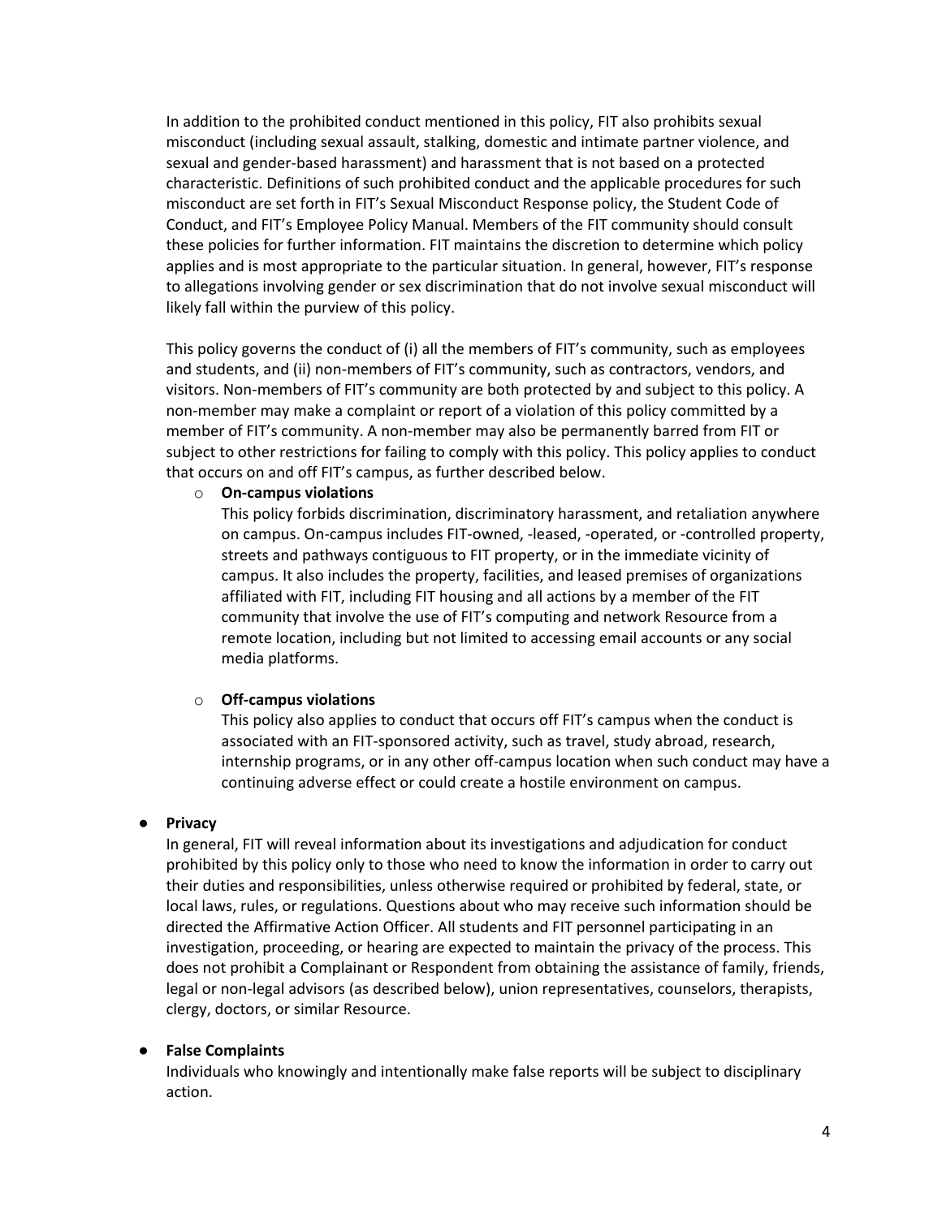In addition to the prohibited conduct mentioned in this policy, FIT also prohibits sexual misconduct (including sexual assault, stalking, domestic and intimate partner violence, and sexual and gender-based harassment) and harassment that is not based on a protected characteristic. Definitions of such prohibited conduct and the applicable procedures for such misconduct are set forth in FIT's Sexual Misconduct Response policy, the Student Code of Conduct, and FIT's Employee Policy Manual. Members of the FIT community should consult these policies for further information. FIT maintains the discretion to determine which policy applies and is most appropriate to the particular situation. In general, however, FIT's response to allegations involving gender or sex discrimination that do not involve sexual misconduct will likely fall within the purview of this policy.

This policy governs the conduct of (i) all the members of FIT's community, such as employees and students, and (ii) non-members of FIT's community, such as contractors, vendors, and visitors. Non-members of FIT's community are both protected by and subject to this policy. A non-member may make a complaint or report of a violation of this policy committed by a member of FIT's community. A non-member may also be permanently barred from FIT or subject to other restrictions for failing to comply with this policy. This policy applies to conduct that occurs on and off FIT's campus, as further described below.

- **On-campus violations**
  This policy forbids discrimination, discriminatory harassment, and retaliation anywhere on campus. On-campus includes FIT-owned, -leased, -operated, or -controlled property, streets and pathways contiguous to FIT property, or in the immediate vicinity of campus. It also includes the property, facilities, and leased premises of organizations affiliated with FIT, including FIT housing and all actions by a member of the FIT community that involve the use of FIT's computing and network Resource from a remote location, including but not limited to accessing email accounts or any social media platforms.

- **Off-campus violations**
  This policy also applies to conduct that occurs off FIT's campus when the conduct is associated with an FIT-sponsored activity, such as travel, study abroad, research, internship programs, or in any other off-campus location when such conduct may have a continuing adverse effect or could create a hostile environment on campus.

- **Privacy**
  In general, FIT will reveal information about its investigations and adjudication for conduct prohibited by this policy only to those who need to know the information in order to carry out their duties and responsibilities, unless otherwise required or prohibited by federal, state, or local laws, rules, or regulations. Questions about who may receive such information should be directed the Affirmative Action Officer. All students and FIT personnel participating in an investigation, proceeding, or hearing are expected to maintain the privacy of the process. This does not prohibit a Complainant or Respondent from obtaining the assistance of family, friends, legal or non-legal advisors (as described below), union representatives, counselors, therapists, clergy, doctors, or similar Resource.

- **False Complaints**
  Individuals who knowingly and intentionally make false reports will be subject to disciplinary action.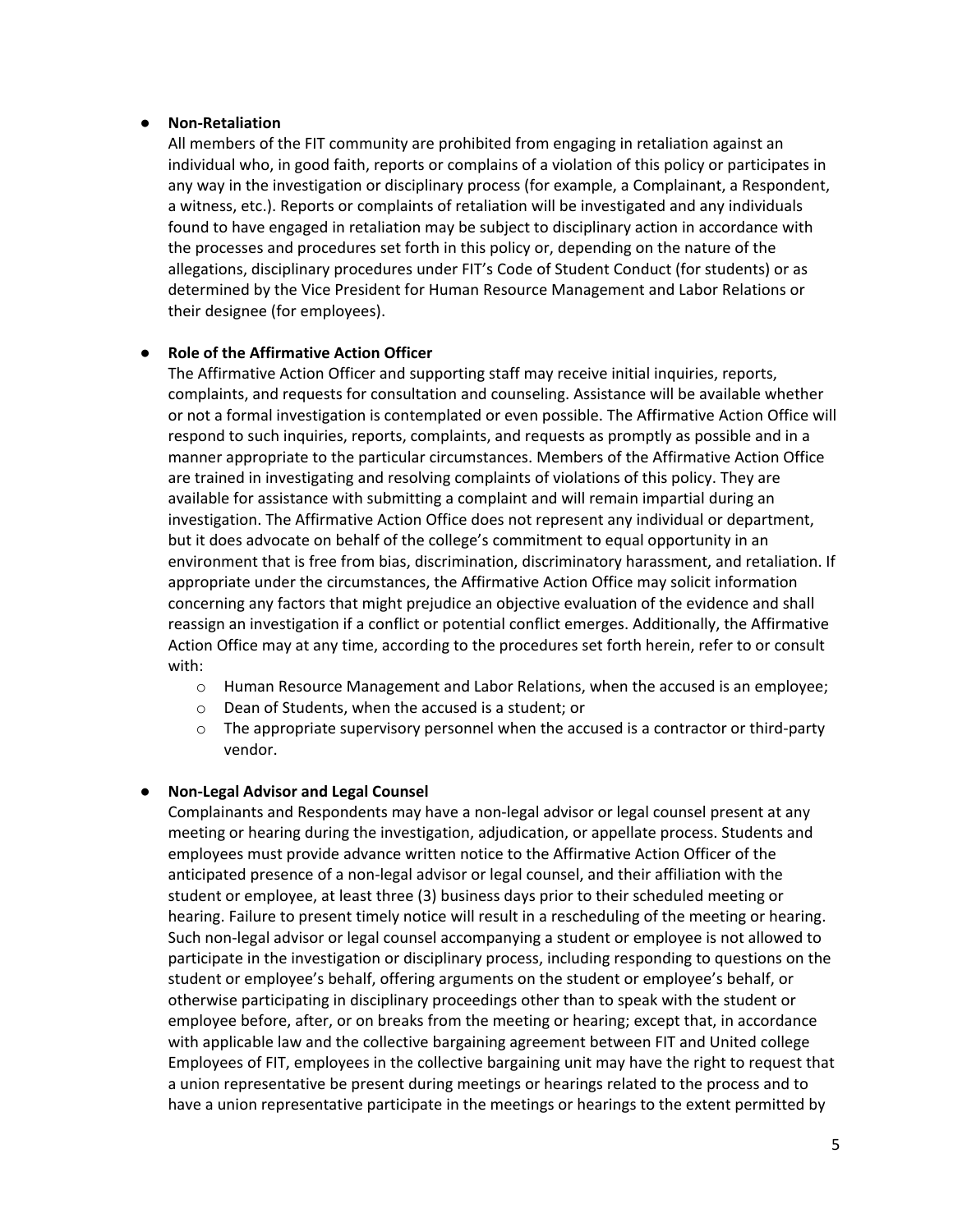- **Non-Retaliation**
  All members of the FIT community are prohibited from engaging in retaliation against an individual who, in good faith, reports or complains of a violation of this policy or participates in any way in the investigation or disciplinary process (for example, a Complainant, a Respondent, a witness, etc.). Reports or complaints of retaliation will be investigated and any individuals found to have engaged in retaliation may be subject to disciplinary action in accordance with the processes and procedures set forth in this policy or, depending on the nature of the allegations, disciplinary procedures under FIT's Code of Student Conduct (for students) or as determined by the Vice President for Human Resource Management and Labor Relations or their designee (for employees).

- **Role of the Affirmative Action Officer**
  The Affirmative Action Officer and supporting staff may receive initial inquiries, reports, complaints, and requests for consultation and counseling. Assistance will be available whether or not a formal investigation is contemplated or even possible. The Affirmative Action Office will respond to such inquiries, reports, complaints, and requests as promptly as possible and in a manner appropriate to the particular circumstances. Members of the Affirmative Action Office are trained in investigating and resolving complaints of violations of this policy. They are available for assistance with submitting a complaint and will remain impartial during an investigation. The Affirmative Action Office does not represent any individual or department, but it does advocate on behalf of the college's commitment to equal opportunity in an environment that is free from bias, discrimination, discriminatory harassment, and retaliation. If appropriate under the circumstances, the Affirmative Action Office may solicit information concerning any factors that might prejudice an objective evaluation of the evidence and shall reassign an investigation if a conflict or potential conflict emerges. Additionally, the Affirmative Action Office may at any time, according to the procedures set forth herein, refer to or consult with:
  - Human Resource Management and Labor Relations, when the accused is an employee;
  - Dean of Students, when the accused is a student; or
  - The appropriate supervisory personnel when the accused is a contractor or third-party vendor.

- **Non-Legal Advisor and Legal Counsel**
  Complainants and Respondents may have a non-legal advisor or legal counsel present at any meeting or hearing during the investigation, adjudication, or appellate process. Students and employees must provide advance written notice to the Affirmative Action Officer of the anticipated presence of a non-legal advisor or legal counsel, and their affiliation with the student or employee, at least three (3) business days prior to their scheduled meeting or hearing. Failure to present timely notice will result in a rescheduling of the meeting or hearing. Such non-legal advisor or legal counsel accompanying a student or employee is not allowed to participate in the investigation or disciplinary process, including responding to questions on the student or employee's behalf, offering arguments on the student or employee's behalf, or otherwise participating in disciplinary proceedings other than to speak with the student or employee before, after, or on breaks from the meeting or hearing; except that, in accordance with applicable law and the collective bargaining agreement between FIT and United college Employees of FIT, employees in the collective bargaining unit may have the right to request that a union representative be present during meetings or hearings related to the process and to have a union representative participate in the meetings or hearings to the extent permitted by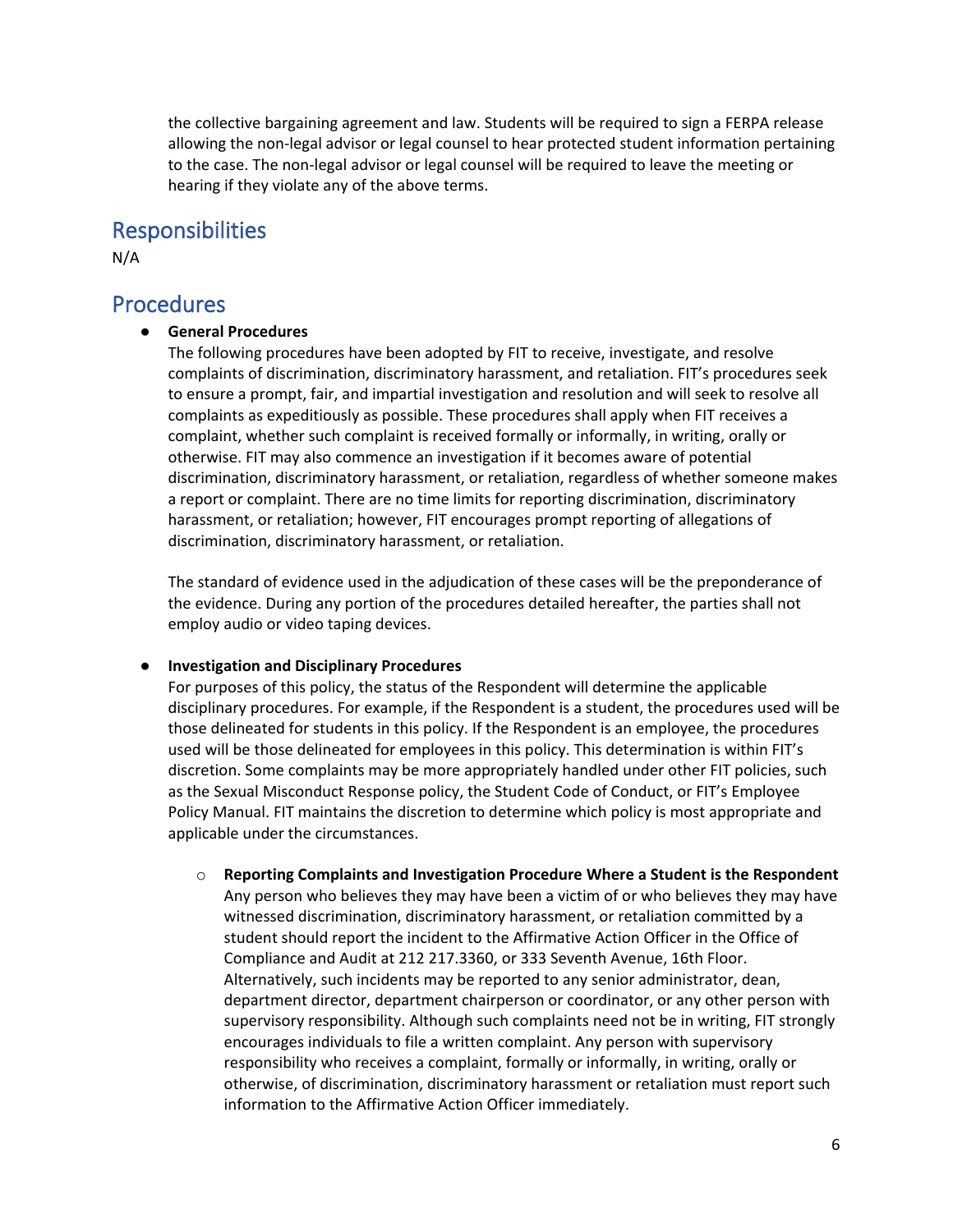the collective bargaining agreement and law. Students will be required to sign a FERPA release allowing the non-legal advisor or legal counsel to hear protected student information pertaining to the case. The non-legal advisor or legal counsel will be required to leave the meeting or hearing if they violate any of the above terms.

## Responsibilities

N/A

## Procedures

- **General Procedures**

  The following procedures have been adopted by FIT to receive, investigate, and resolve complaints of discrimination, discriminatory harassment, and retaliation. FIT's procedures seek to ensure a prompt, fair, and impartial investigation and resolution and will seek to resolve all complaints as expeditiously as possible. These procedures shall apply when FIT receives a complaint, whether such complaint is received formally or informally, in writing, orally or otherwise. FIT may also commence an investigation if it becomes aware of potential discrimination, discriminatory harassment, or retaliation, regardless of whether someone makes a report or complaint. There are no time limits for reporting discrimination, discriminatory harassment, or retaliation; however, FIT encourages prompt reporting of allegations of discrimination, discriminatory harassment, or retaliation.

  The standard of evidence used in the adjudication of these cases will be the preponderance of the evidence. During any portion of the procedures detailed hereafter, the parties shall not employ audio or video taping devices.

- **Investigation and Disciplinary Procedures**

  For purposes of this policy, the status of the Respondent will determine the applicable disciplinary procedures. For example, if the Respondent is a student, the procedures used will be those delineated for students in this policy. If the Respondent is an employee, the procedures used will be those delineated for employees in this policy. This determination is within FIT's discretion. Some complaints may be more appropriately handled under other FIT policies, such as the Sexual Misconduct Response policy, the Student Code of Conduct, or FIT's Employee Policy Manual. FIT maintains the discretion to determine which policy is most appropriate and applicable under the circumstances.

  - **Reporting Complaints and Investigation Procedure Where a Student is the Respondent**

    Any person who believes they may have been a victim of or who believes they may have witnessed discrimination, discriminatory harassment, or retaliation committed by a student should report the incident to the Affirmative Action Officer in the Office of Compliance and Audit at 212 217.3360, or 333 Seventh Avenue, 16th Floor. Alternatively, such incidents may be reported to any senior administrator, dean, department director, department chairperson or coordinator, or any other person with supervisory responsibility. Although such complaints need not be in writing, FIT strongly encourages individuals to file a written complaint. Any person with supervisory responsibility who receives a complaint, formally or informally, in writing, orally or otherwise, of discrimination, discriminatory harassment or retaliation must report such information to the Affirmative Action Officer immediately.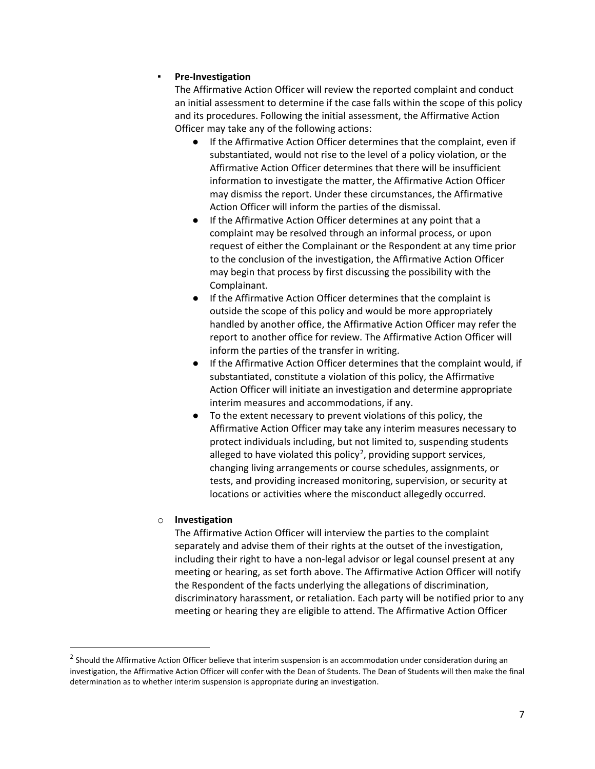- **Pre-Investigation**

  The Affirmative Action Officer will review the reported complaint and conduct an initial assessment to determine if the case falls within the scope of this policy and its procedures. Following the initial assessment, the Affirmative Action Officer may take any of the following actions:

  - If the Affirmative Action Officer determines that the complaint, even if substantiated, would not rise to the level of a policy violation, or the Affirmative Action Officer determines that there will be insufficient information to investigate the matter, the Affirmative Action Officer may dismiss the report. Under these circumstances, the Affirmative Action Officer will inform the parties of the dismissal.
  - If the Affirmative Action Officer determines at any point that a complaint may be resolved through an informal process, or upon request of either the Complainant or the Respondent at any time prior to the conclusion of the investigation, the Affirmative Action Officer may begin that process by first discussing the possibility with the Complainant.
  - If the Affirmative Action Officer determines that the complaint is outside the scope of this policy and would be more appropriately handled by another office, the Affirmative Action Officer may refer the report to another office for review. The Affirmative Action Officer will inform the parties of the transfer in writing.
  - If the Affirmative Action Officer determines that the complaint would, if substantiated, constitute a violation of this policy, the Affirmative Action Officer will initiate an investigation and determine appropriate interim measures and accommodations, if any.
  - To the extent necessary to prevent violations of this policy, the Affirmative Action Officer may take any interim measures necessary to protect individuals including, but not limited to, suspending students alleged to have violated this policy[2], providing support services, changing living arrangements or course schedules, assignments, or tests, and providing increased monitoring, supervision, or security at locations or activities where the misconduct allegedly occurred.

- **Investigation**

  The Affirmative Action Officer will interview the parties to the complaint separately and advise them of their rights at the outset of the investigation, including their right to have a non-legal advisor or legal counsel present at any meeting or hearing, as set forth above. The Affirmative Action Officer will notify the Respondent of the facts underlying the allegations of discrimination, discriminatory harassment, or retaliation. Each party will be notified prior to any meeting or hearing they are eligible to attend. The Affirmative Action Officer

---

[2] Should the Affirmative Action Officer believe that interim suspension is an accommodation under consideration during an investigation, the Affirmative Action Officer will confer with the Dean of Students. The Dean of Students will then make the final determination as to whether interim suspension is appropriate during an investigation.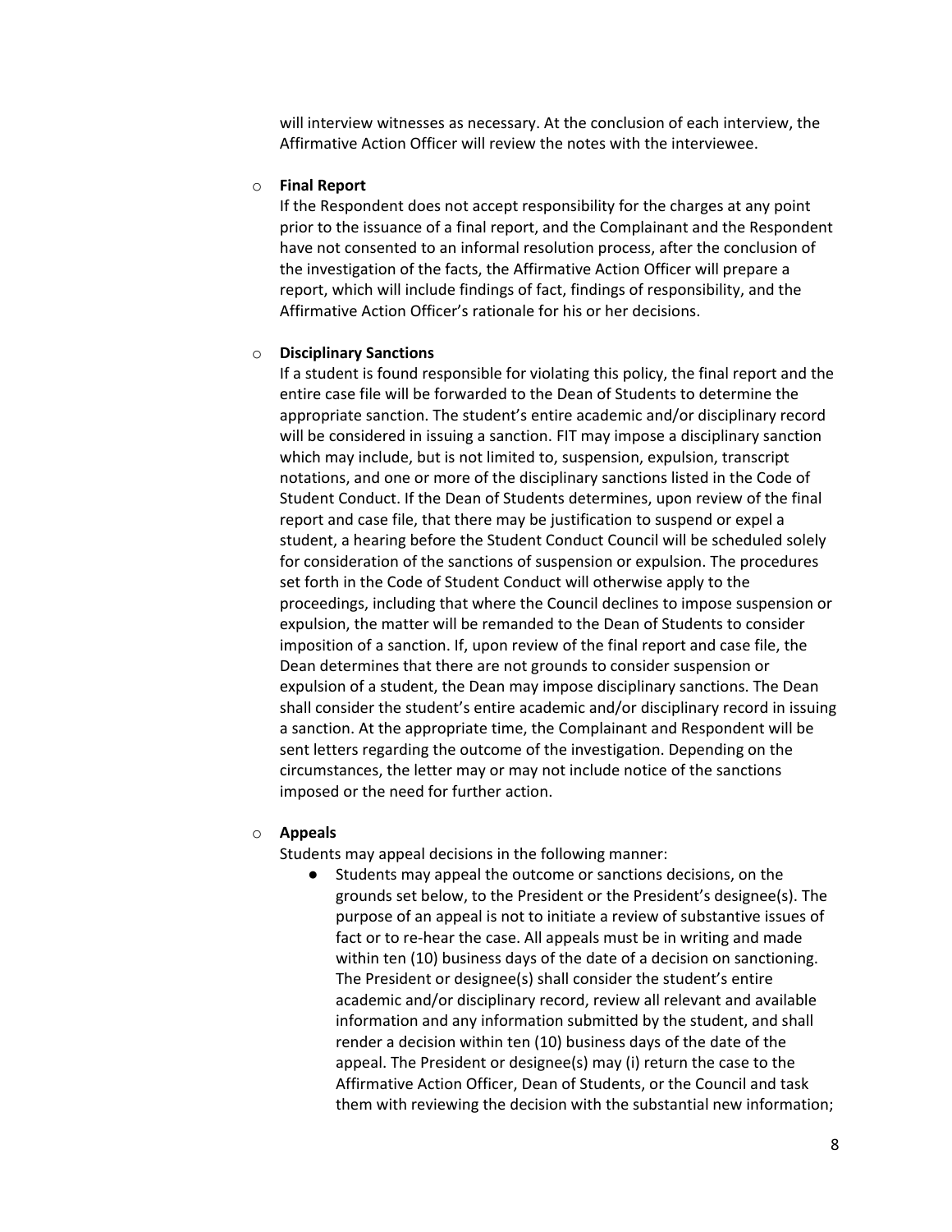will interview witnesses as necessary. At the conclusion of each interview, the Affirmative Action Officer will review the notes with the interviewee.

- **Final Report**

  If the Respondent does not accept responsibility for the charges at any point prior to the issuance of a final report, and the Complainant and the Respondent have not consented to an informal resolution process, after the conclusion of the investigation of the facts, the Affirmative Action Officer will prepare a report, which will include findings of fact, findings of responsibility, and the Affirmative Action Officer's rationale for his or her decisions.

- **Disciplinary Sanctions**

  If a student is found responsible for violating this policy, the final report and the entire case file will be forwarded to the Dean of Students to determine the appropriate sanction. The student's entire academic and/or disciplinary record will be considered in issuing a sanction. FIT may impose a disciplinary sanction which may include, but is not limited to, suspension, expulsion, transcript notations, and one or more of the disciplinary sanctions listed in the Code of Student Conduct. If the Dean of Students determines, upon review of the final report and case file, that there may be justification to suspend or expel a student, a hearing before the Student Conduct Council will be scheduled solely for consideration of the sanctions of suspension or expulsion. The procedures set forth in the Code of Student Conduct will otherwise apply to the proceedings, including that where the Council declines to impose suspension or expulsion, the matter will be remanded to the Dean of Students to consider imposition of a sanction. If, upon review of the final report and case file, the Dean determines that there are not grounds to consider suspension or expulsion of a student, the Dean may impose disciplinary sanctions. The Dean shall consider the student's entire academic and/or disciplinary record in issuing a sanction. At the appropriate time, the Complainant and Respondent will be sent letters regarding the outcome of the investigation. Depending on the circumstances, the letter may or may not include notice of the sanctions imposed or the need for further action.

- **Appeals**

  Students may appeal decisions in the following manner:

  - Students may appeal the outcome or sanctions decisions, on the grounds set below, to the President or the President's designee(s). The purpose of an appeal is not to initiate a review of substantive issues of fact or to re-hear the case. All appeals must be in writing and made within ten (10) business days of the date of a decision on sanctioning. The President or designee(s) shall consider the student's entire academic and/or disciplinary record, review all relevant and available information and any information submitted by the student, and shall render a decision within ten (10) business days of the date of the appeal. The President or designee(s) may (i) return the case to the Affirmative Action Officer, Dean of Students, or the Council and task them with reviewing the decision with the substantial new information;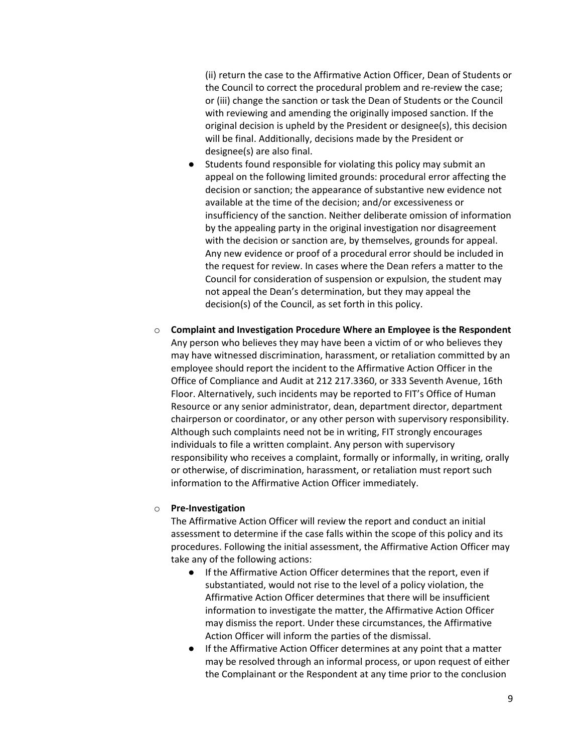(ii) return the case to the Affirmative Action Officer, Dean of Students or the Council to correct the procedural problem and re-review the case; or (iii) change the sanction or task the Dean of Students or the Council with reviewing and amending the originally imposed sanction. If the original decision is upheld by the President or designee(s), this decision will be final. Additionally, decisions made by the President or designee(s) are also final.

- Students found responsible for violating this policy may submit an appeal on the following limited grounds: procedural error affecting the decision or sanction; the appearance of substantive new evidence not available at the time of the decision; and/or excessiveness or insufficiency of the sanction. Neither deliberate omission of information by the appealing party in the original investigation nor disagreement with the decision or sanction are, by themselves, grounds for appeal. Any new evidence or proof of a procedural error should be included in the request for review. In cases where the Dean refers a matter to the Council for consideration of suspension or expulsion, the student may not appeal the Dean's determination, but they may appeal the decision(s) of the Council, as set forth in this policy.

- **Complaint and Investigation Procedure Where an Employee is the Respondent**
  Any person who believes they may have been a victim of or who believes they may have witnessed discrimination, harassment, or retaliation committed by an employee should report the incident to the Affirmative Action Officer in the Office of Compliance and Audit at 212 217.3360, or 333 Seventh Avenue, 16th Floor. Alternatively, such incidents may be reported to FIT's Office of Human Resource or any senior administrator, dean, department director, department chairperson or coordinator, or any other person with supervisory responsibility. Although such complaints need not be in writing, FIT strongly encourages individuals to file a written complaint. Any person with supervisory responsibility who receives a complaint, formally or informally, in writing, orally or otherwise, of discrimination, harassment, or retaliation must report such information to the Affirmative Action Officer immediately.

- **Pre-Investigation**
  The Affirmative Action Officer will review the report and conduct an initial assessment to determine if the case falls within the scope of this policy and its procedures. Following the initial assessment, the Affirmative Action Officer may take any of the following actions:
  - If the Affirmative Action Officer determines that the report, even if substantiated, would not rise to the level of a policy violation, the Affirmative Action Officer determines that there will be insufficient information to investigate the matter, the Affirmative Action Officer may dismiss the report. Under these circumstances, the Affirmative Action Officer will inform the parties of the dismissal.
  - If the Affirmative Action Officer determines at any point that a matter may be resolved through an informal process, or upon request of either the Complainant or the Respondent at any time prior to the conclusion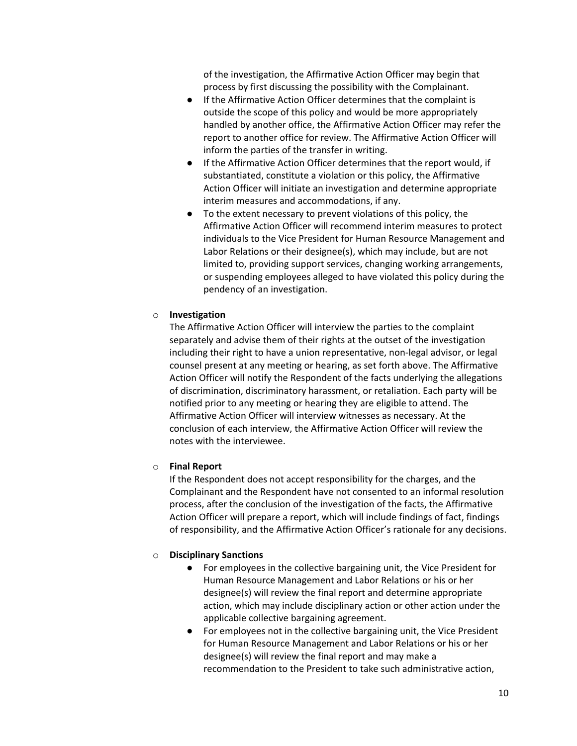of the investigation, the Affirmative Action Officer may begin that process by first discussing the possibility with the Complainant.

- If the Affirmative Action Officer determines that the complaint is outside the scope of this policy and would be more appropriately handled by another office, the Affirmative Action Officer may refer the report to another office for review. The Affirmative Action Officer will inform the parties of the transfer in writing.
- If the Affirmative Action Officer determines that the report would, if substantiated, constitute a violation or this policy, the Affirmative Action Officer will initiate an investigation and determine appropriate interim measures and accommodations, if any.
- To the extent necessary to prevent violations of this policy, the Affirmative Action Officer will recommend interim measures to protect individuals to the Vice President for Human Resource Management and Labor Relations or their designee(s), which may include, but are not limited to, providing support services, changing working arrangements, or suspending employees alleged to have violated this policy during the pendency of an investigation.

- **Investigation**

  The Affirmative Action Officer will interview the parties to the complaint separately and advise them of their rights at the outset of the investigation including their right to have a union representative, non-legal advisor, or legal counsel present at any meeting or hearing, as set forth above. The Affirmative Action Officer will notify the Respondent of the facts underlying the allegations of discrimination, discriminatory harassment, or retaliation. Each party will be notified prior to any meeting or hearing they are eligible to attend. The Affirmative Action Officer will interview witnesses as necessary. At the conclusion of each interview, the Affirmative Action Officer will review the notes with the interviewee.

- **Final Report**

  If the Respondent does not accept responsibility for the charges, and the Complainant and the Respondent have not consented to an informal resolution process, after the conclusion of the investigation of the facts, the Affirmative Action Officer will prepare a report, which will include findings of fact, findings of responsibility, and the Affirmative Action Officer's rationale for any decisions.

- **Disciplinary Sanctions**
  - For employees in the collective bargaining unit, the Vice President for Human Resource Management and Labor Relations or his or her designee(s) will review the final report and determine appropriate action, which may include disciplinary action or other action under the applicable collective bargaining agreement.
  - For employees not in the collective bargaining unit, the Vice President for Human Resource Management and Labor Relations or his or her designee(s) will review the final report and may make a recommendation to the President to take such administrative action,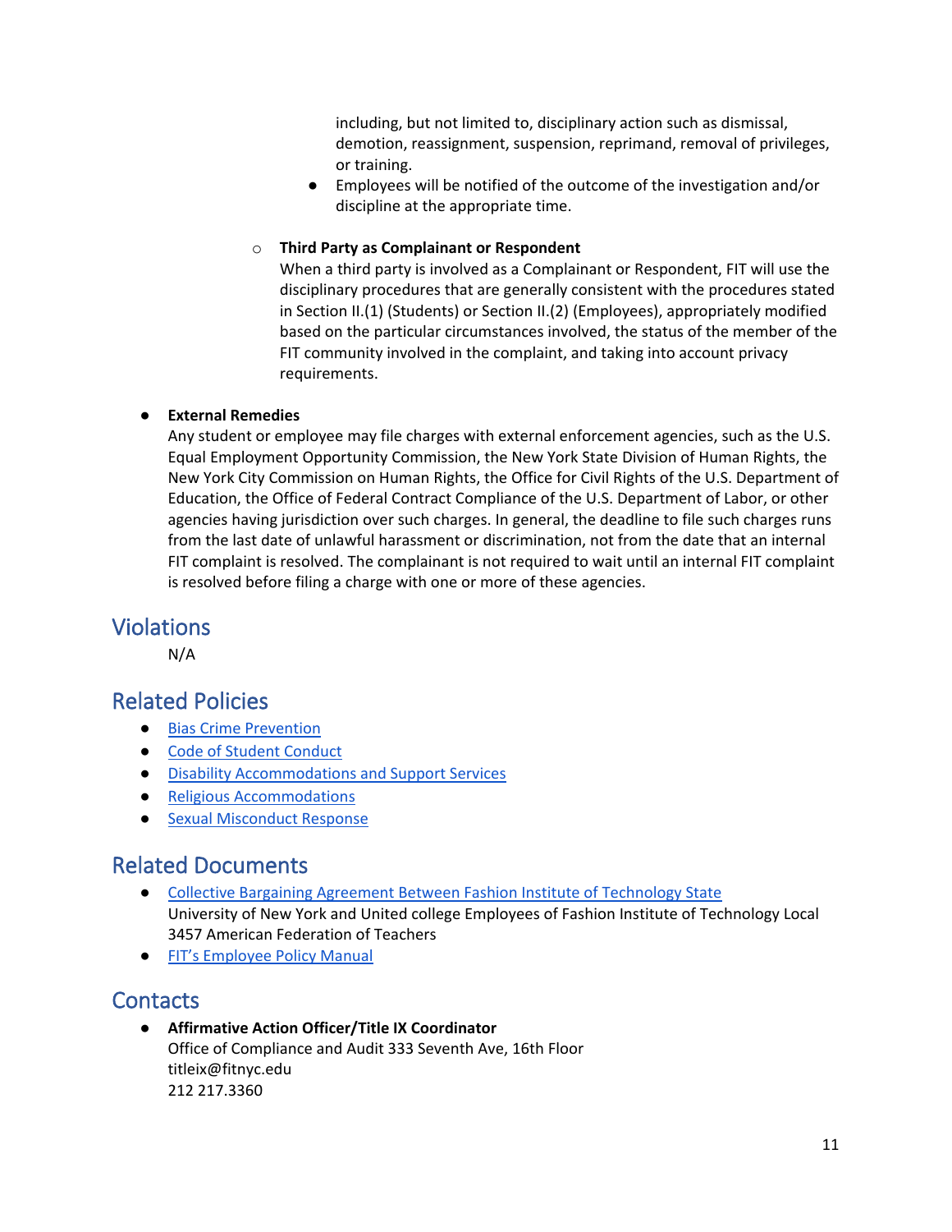including, but not limited to, disciplinary action such as dismissal, demotion, reassignment, suspension, reprimand, removal of privileges, or training.

- Employees will be notified of the outcome of the investigation and/or discipline at the appropriate time.

- **Third Party as Complainant or Respondent**
  When a third party is involved as a Complainant or Respondent, FIT will use the disciplinary procedures that are generally consistent with the procedures stated in Section II.(1) (Students) or Section II.(2) (Employees), appropriately modified based on the particular circumstances involved, the status of the member of the FIT community involved in the complaint, and taking into account privacy requirements.

- **External Remedies**
  Any student or employee may file charges with external enforcement agencies, such as the U.S. Equal Employment Opportunity Commission, the New York State Division of Human Rights, the New York City Commission on Human Rights, the Office for Civil Rights of the U.S. Department of Education, the Office of Federal Contract Compliance of the U.S. Department of Labor, or other agencies having jurisdiction over such charges. In general, the deadline to file such charges runs from the last date of unlawful harassment or discrimination, not from the date that an internal FIT complaint is resolved. The complainant is not required to wait until an internal FIT complaint is resolved before filing a charge with one or more of these agencies.

## Violations

N/A

## Related Policies

- Bias Crime Prevention
- Code of Student Conduct
- Disability Accommodations and Support Services
- Religious Accommodations
- Sexual Misconduct Response

## Related Documents

- Collective Bargaining Agreement Between Fashion Institute of Technology State University of New York and United college Employees of Fashion Institute of Technology Local 3457 American Federation of Teachers
- FIT's Employee Policy Manual

## Contacts

- **Affirmative Action Officer/Title IX Coordinator**
  Office of Compliance and Audit 333 Seventh Ave, 16th Floor
  titleix@fitnyc.edu
  212 217.3360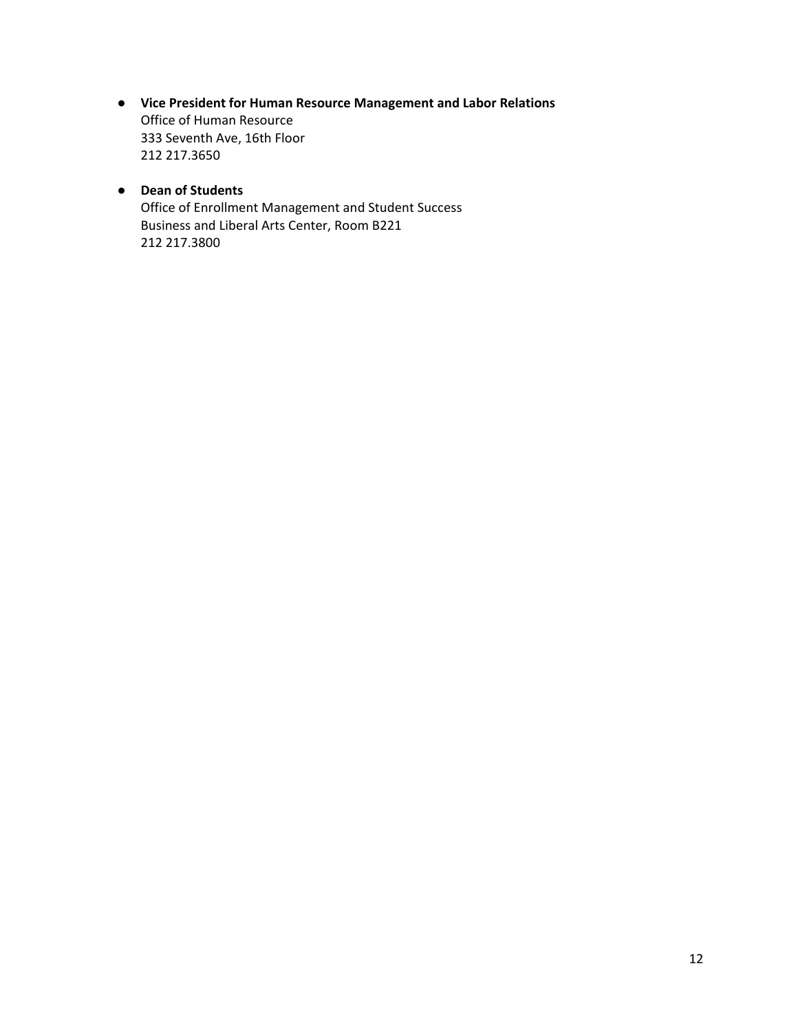- **Vice President for Human Resource Management and Labor Relations**
  Office of Human Resource
  333 Seventh Ave, 16th Floor
  212 217.3650

- **Dean of Students**
  Office of Enrollment Management and Student Success
  Business and Liberal Arts Center, Room B221
  212 217.3800